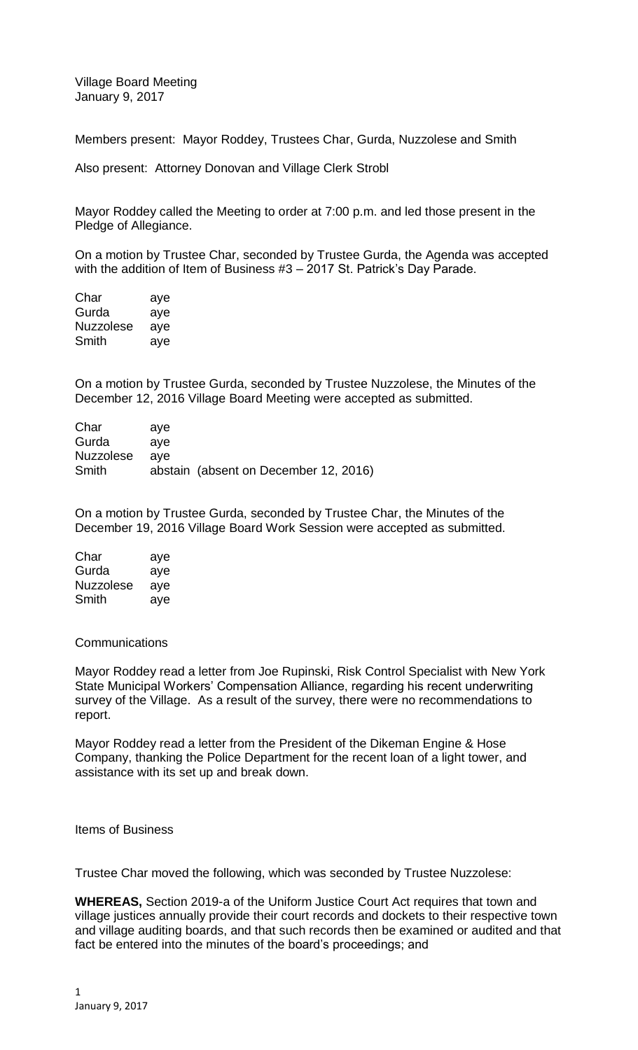Village Board Meeting
January 9, 2017

Members present: Mayor Roddey, Trustees Char, Gurda, Nuzzolese and Smith

Also present: Attorney Donovan and Village Clerk Strobl

Mayor Roddey called the Meeting to order at 7:00 p.m. and led those present in the Pledge of Allegiance.

On a motion by Trustee Char, seconded by Trustee Gurda, the Agenda was accepted with the addition of Item of Business #3 – 2017 St. Patrick's Day Parade.

| | |
|---|---|
| Char | aye |
| Gurda | aye |
| Nuzzolese | aye |
| Smith | aye |

On a motion by Trustee Gurda, seconded by Trustee Nuzzolese, the Minutes of the December 12, 2016 Village Board Meeting were accepted as submitted.

| | |
|---|---|
| Char | aye |
| Gurda | aye |
| Nuzzolese | aye |
| Smith | abstain (absent on December 12, 2016) |

On a motion by Trustee Gurda, seconded by Trustee Char, the Minutes of the December 19, 2016 Village Board Work Session were accepted as submitted.

| | |
|---|---|
| Char | aye |
| Gurda | aye |
| Nuzzolese | aye |
| Smith | aye |

Communications

Mayor Roddey read a letter from Joe Rupinski, Risk Control Specialist with New York State Municipal Workers' Compensation Alliance, regarding his recent underwriting survey of the Village. As a result of the survey, there were no recommendations to report.

Mayor Roddey read a letter from the President of the Dikeman Engine & Hose Company, thanking the Police Department for the recent loan of a light tower, and assistance with its set up and break down.

Items of Business

Trustee Char moved the following, which was seconded by Trustee Nuzzolese:

**WHEREAS,** Section 2019-a of the Uniform Justice Court Act requires that town and village justices annually provide their court records and dockets to their respective town and village auditing boards, and that such records then be examined or audited and that fact be entered into the minutes of the board's proceedings; and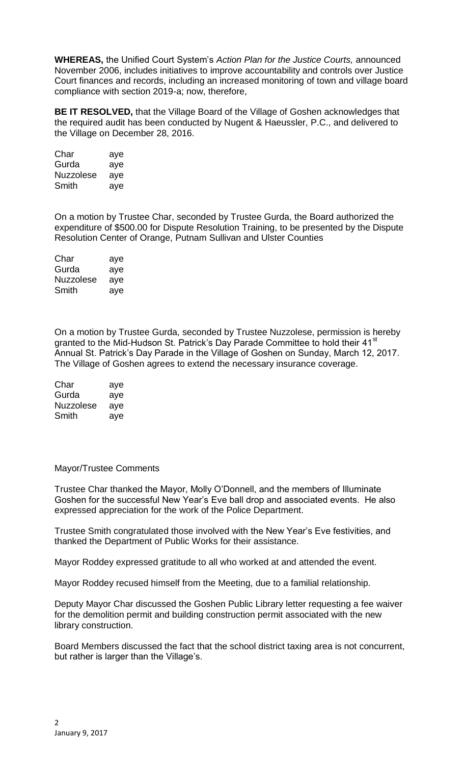**WHEREAS,** the Unified Court System's *Action Plan for the Justice Courts,* announced November 2006, includes initiatives to improve accountability and controls over Justice Court finances and records, including an increased monitoring of town and village board compliance with section 2019-a; now, therefore,

**BE IT RESOLVED,** that the Village Board of the Village of Goshen acknowledges that the required audit has been conducted by Nugent & Haeussler, P.C., and delivered to the Village on December 28, 2016.

| | |
|---|---|
| Char | aye |
| Gurda | aye |
| Nuzzolese | aye |
| Smith | aye |

On a motion by Trustee Char, seconded by Trustee Gurda, the Board authorized the expenditure of $500.00 for Dispute Resolution Training, to be presented by the Dispute Resolution Center of Orange, Putnam Sullivan and Ulster Counties

| | |
|---|---|
| Char | aye |
| Gurda | aye |
| Nuzzolese | aye |
| Smith | aye |

On a motion by Trustee Gurda, seconded by Trustee Nuzzolese, permission is hereby granted to the Mid-Hudson St. Patrick's Day Parade Committee to hold their 41st Annual St. Patrick's Day Parade in the Village of Goshen on Sunday, March 12, 2017. The Village of Goshen agrees to extend the necessary insurance coverage.

| | |
|---|---|
| Char | aye |
| Gurda | aye |
| Nuzzolese | aye |
| Smith | aye |

Mayor/Trustee Comments

Trustee Char thanked the Mayor, Molly O'Donnell, and the members of Illuminate Goshen for the successful New Year's Eve ball drop and associated events. He also expressed appreciation for the work of the Police Department.

Trustee Smith congratulated those involved with the New Year's Eve festivities, and thanked the Department of Public Works for their assistance.

Mayor Roddey expressed gratitude to all who worked at and attended the event.

Mayor Roddey recused himself from the Meeting, due to a familial relationship.

Deputy Mayor Char discussed the Goshen Public Library letter requesting a fee waiver for the demolition permit and building construction permit associated with the new library construction.

Board Members discussed the fact that the school district taxing area is not concurrent, but rather is larger than the Village's.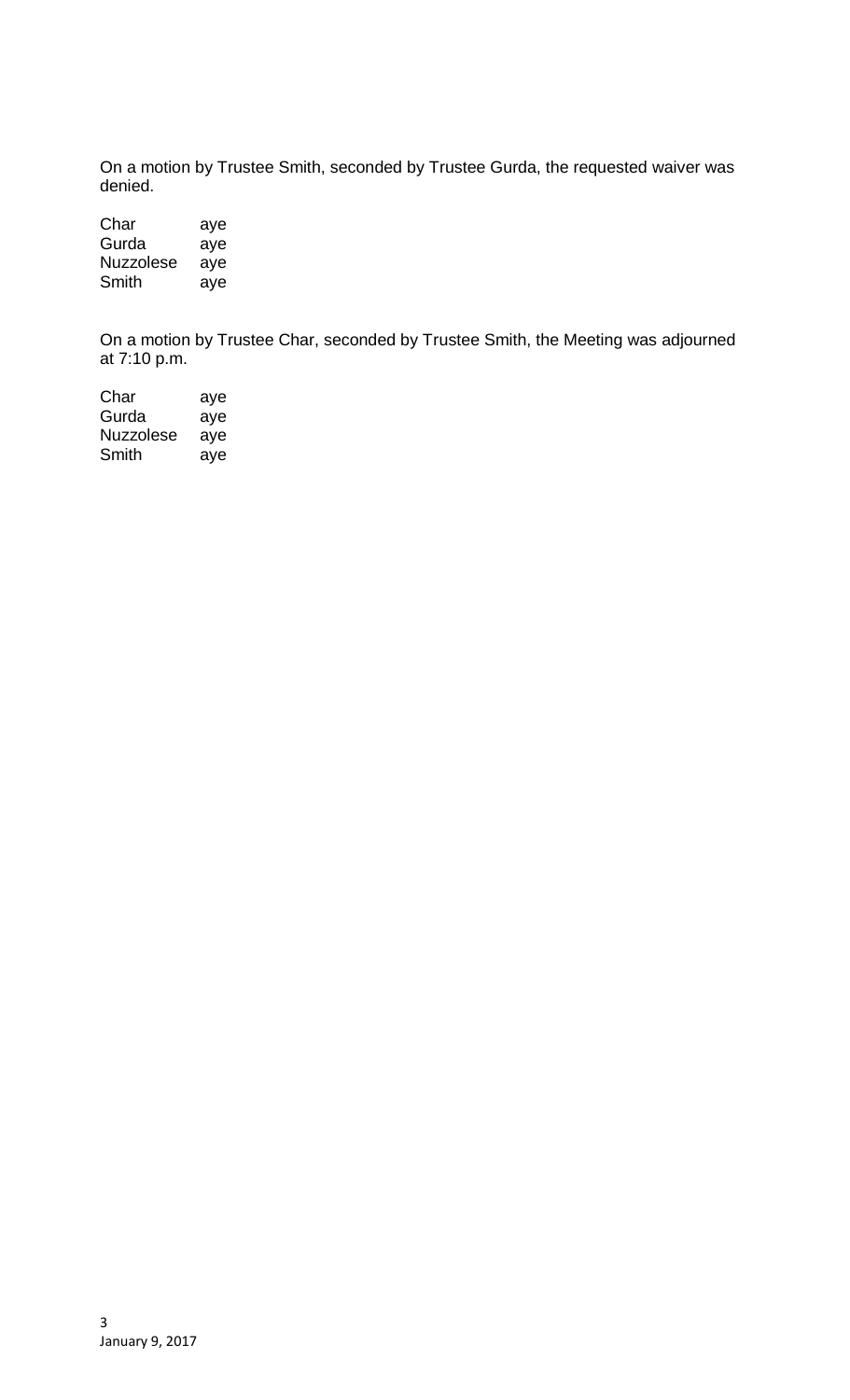On a motion by Trustee Smith, seconded by Trustee Gurda, the requested waiver was denied.

| | |
|---|---|
| Char | aye |
| Gurda | aye |
| Nuzzolese | aye |
| Smith | aye |

On a motion by Trustee Char, seconded by Trustee Smith, the Meeting was adjourned at 7:10 p.m.

| | |
|---|---|
| Char | aye |
| Gurda | aye |
| Nuzzolese | aye |
| Smith | aye |